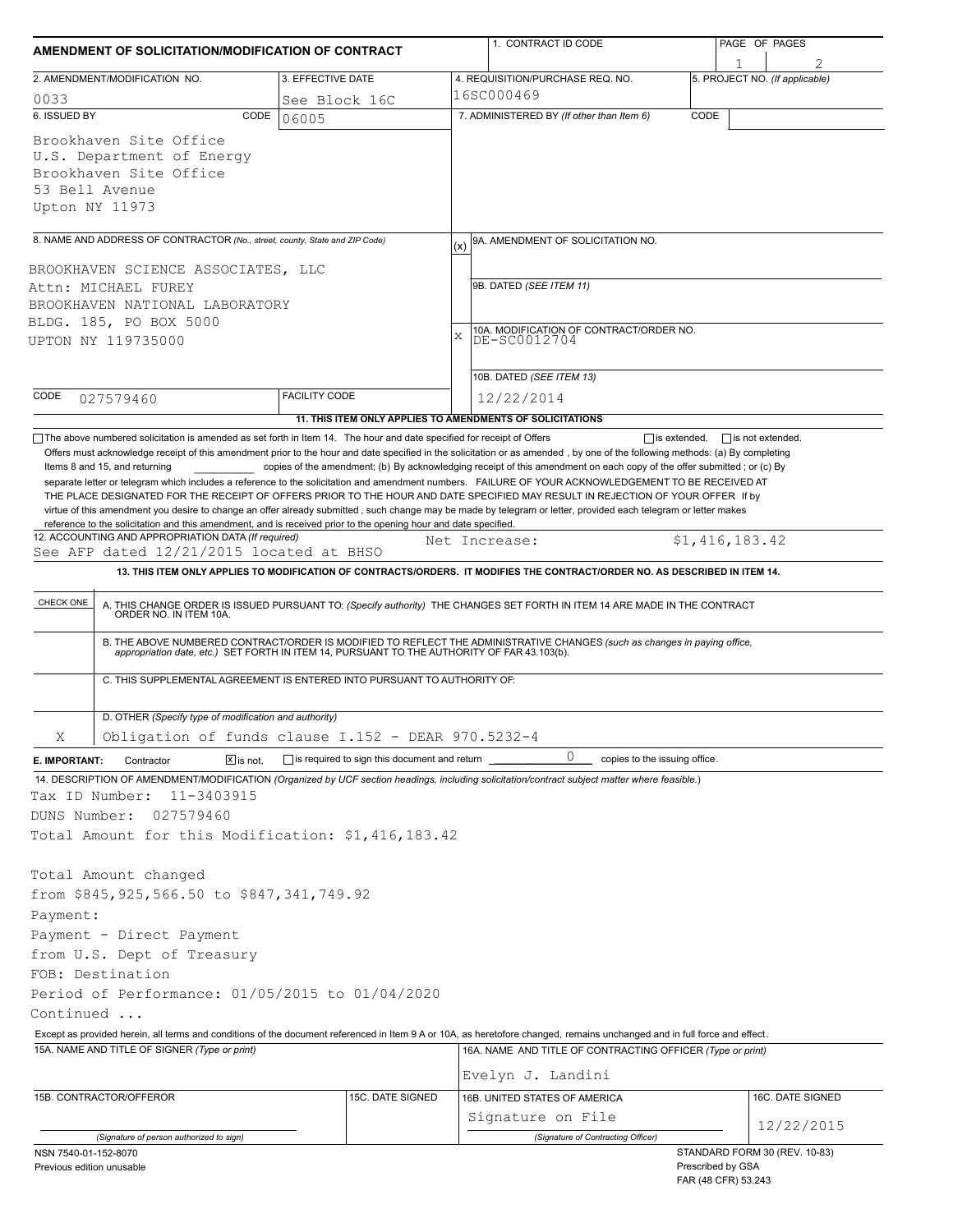# AMENDMENT OF SOLICITATION/MODIFICATION OF CONTRACT

| 1. CONTRACT ID CODE | PAGE OF PAGES |
|---|---|
| | 1 / 2 |

| 2. AMENDMENT/MODIFICATION NO. | 3. EFFECTIVE DATE | 4. REQUISITION/PURCHASE REQ. NO. | 5. PROJECT NO. (If applicable) |
|---|---|---|---|
| 0033 | See Block 16C | 16SC000469 | |

**6. ISSUED BY** CODE 06005

Brookhaven Site Office
U.S. Department of Energy
Brookhaven Site Office
53 Bell Avenue
Upton NY 11973

**7. ADMINISTERED BY** (If other than Item 6) CODE

**8. NAME AND ADDRESS OF CONTRACTOR** (No., street, county, State and ZIP Code)

BROOKHAVEN SCIENCE ASSOCIATES, LLC
Attn: MICHAEL FUREY
BROOKHAVEN NATIONAL LABORATORY
BLDG. 185, PO BOX 5000
UPTON NY 119735000

CODE 027579460 FACILITY CODE

(x) 9A. AMENDMENT OF SOLICITATION NO.

9B. DATED (SEE ITEM 11)

X 10A. MODIFICATION OF CONTRACT/ORDER NO. DE-SC0012704

10B. DATED (SEE ITEM 13) 12/22/2014

**11. THIS ITEM ONLY APPLIES TO AMENDMENTS OF SOLICITATIONS**

☐ The above numbered solicitation is amended as set forth in Item 14. The hour and date specified for receipt of Offers ☐ is extended, ☐ is not extended.

Offers must acknowledge receipt of this amendment prior to the hour and date specified in the solicitation or as amended , by one of the following methods: (a) By completing Items 8 and 15, and returning \_\_\_\_\_\_\_\_ copies of the amendment; (b) By acknowledging receipt of this amendment on each copy of the offer submitted ; or (c) By separate letter or telegram which includes a reference to the solicitation and amendment numbers. FAILURE OF YOUR ACKNOWLEDGEMENT TO BE RECEIVED AT THE PLACE DESIGNATED FOR THE RECEIPT OF OFFERS PRIOR TO THE HOUR AND DATE SPECIFIED MAY RESULT IN REJECTION OF YOUR OFFER If by virtue of this amendment you desire to change an offer already submitted , such change may be made by telegram or letter, provided each telegram or letter makes reference to the solicitation and this amendment, and is received prior to the opening hour and date specified.

**12. ACCOUNTING AND APPROPRIATION DATA** (If required)
See AFP dated 12/21/2015 located at BHSO Net Increase: $1,416,183.42

**13. THIS ITEM ONLY APPLIES TO MODIFICATION OF CONTRACTS/ORDERS. IT MODIFIES THE CONTRACT/ORDER NO. AS DESCRIBED IN ITEM 14.**

| CHECK ONE | |
|---|---|
| | A. THIS CHANGE ORDER IS ISSUED PURSUANT TO: (Specify authority) THE CHANGES SET FORTH IN ITEM 14 ARE MADE IN THE CONTRACT ORDER NO. IN ITEM 10A. |
| | B. THE ABOVE NUMBERED CONTRACT/ORDER IS MODIFIED TO REFLECT THE ADMINISTRATIVE CHANGES (such as changes in paying office, appropriation date, etc.) SET FORTH IN ITEM 14, PURSUANT TO THE AUTHORITY OF FAR 43.103(b). |
| | C. THIS SUPPLEMENTAL AGREEMENT IS ENTERED INTO PURSUANT TO AUTHORITY OF: |
| X | D. OTHER (Specify type of modification and authority) Obligation of funds clause I.152 - DEAR 970.5232-4 |

**E. IMPORTANT:** Contractor ☒ is not, ☐ is required to sign this document and return 0 copies to the issuing office.

**14. DESCRIPTION OF AMENDMENT/MODIFICATION** (Organized by UCF section headings, including solicitation/contract subject matter where feasible.)

Tax ID Number: 11-3403915
DUNS Number: 027579460
Total Amount for this Modification: $1,416,183.42

Total Amount changed
from $845,925,566.50 to $847,341,749.92
Payment:
Payment - Direct Payment
from U.S. Dept of Treasury
FOB: Destination
Period of Performance: 01/05/2015 to 01/04/2020
Continued ...

Except as provided herein, all terms and conditions of the document referenced in Item 9 A or 10A, as heretofore changed, remains unchanged and in full force and effect.

| 15A. NAME AND TITLE OF SIGNER (Type or print) | | 16A. NAME AND TITLE OF CONTRACTING OFFICER (Type or print) | |
|---|---|---|---|
| | | Evelyn J. Landini | |
| 15B. CONTRACTOR/OFFEROR | 15C. DATE SIGNED | 16B. UNITED STATES OF AMERICA | 16C. DATE SIGNED |
| (Signature of person authorized to sign) | | Signature on File (Signature of Contracting Officer) | 12/22/2015 |

NSN 7540-01-152-8070
Previous edition unusable

STANDARD FORM 30 (REV. 10-83)
Prescribed by GSA
FAR (48 CFR) 53.243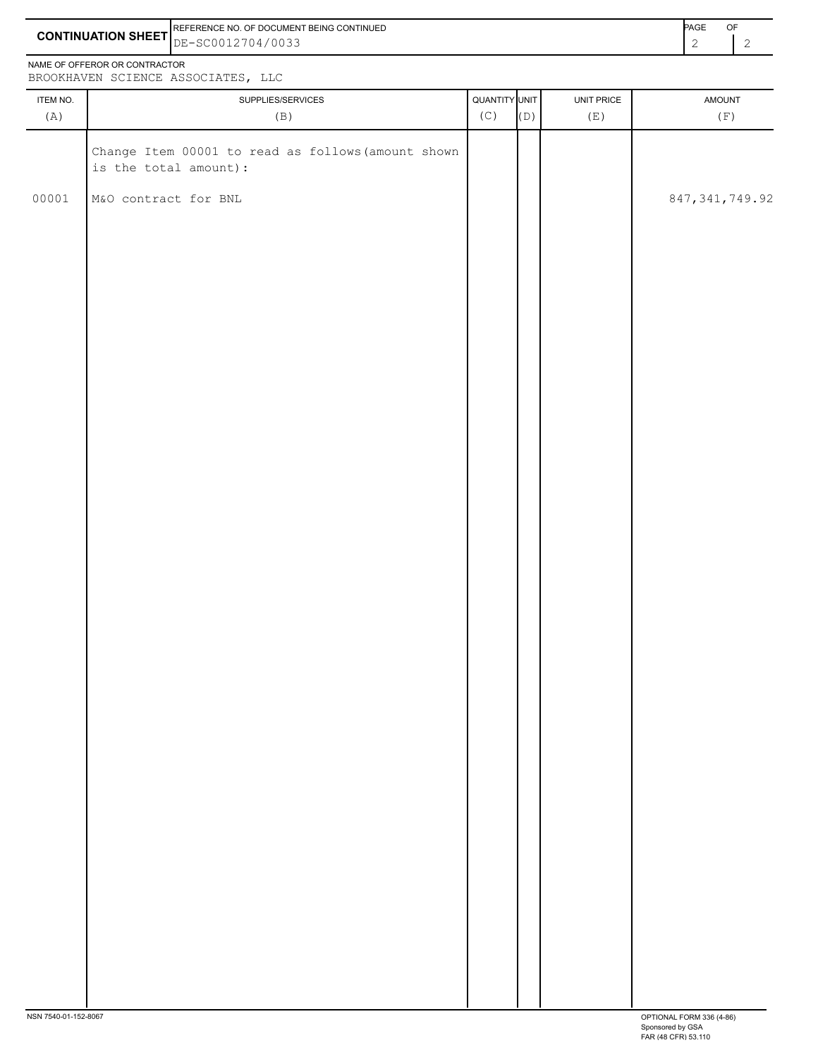**CONTINUATION SHEET**

REFERENCE NO. OF DOCUMENT BEING CONTINUED
DE-SC0012704/0033

NAME OF OFFEROR OR CONTRACTOR
BROOKHAVEN SCIENCE ASSOCIATES, LLC

| ITEM NO. (A) | SUPPLIES/SERVICES (B) | QUANTITY (C) | UNIT (D) | UNIT PRICE (E) | AMOUNT (F) |
|---|---|---|---|---|---|
| | Change Item 00001 to read as follows(amount shown is the total amount): | | | | |
| 00001 | M&O contract for BNL | | | | 847,341,749.92 |

NSN 7540-01-152-8067

OPTIONAL FORM 336 (4-86)
Sponsored by GSA
FAR (48 CFR) 53.110